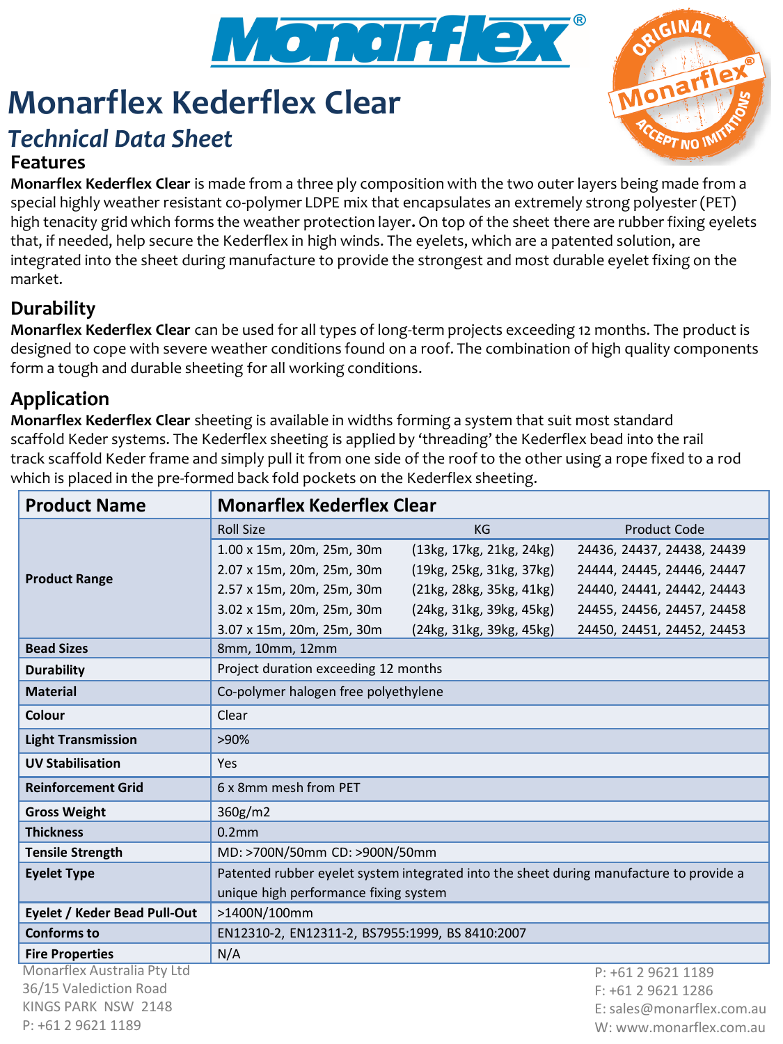# Monarflex Kederflex Clear

## *Technical Data Sheet*

### Features

**Monarflex Kederflex Clear** is made from a three ply composition with the two outer layers being made from a special highly weather resistant co-polymer LDPE mix that encapsulates an extremely strong polyester (PET) high tenacity grid which forms the weather protection layer**.** On top of the sheet there are rubber fixing eyelets that, if needed, help secure the Kederflex in high winds. The eyelets, which are a patented solution, are integrated into the sheet during manufacture to provide the strongest and most durable eyelet fixing on the market.

### Durability

**Monarflex Kederflex Clear** can be used for all types of long-term projects exceeding 12 months. The product is designed to cope with severe weather conditions found on a roof. The combination of high quality components form a tough and durable sheeting for all working conditions.

### Application

**Monarflex Kederflex Clear** sheeting is available in widths forming a system that suit most standard scaffold Keder systems. The Kederflex sheeting is applied by 'threading' the Kederflex bead into the rail track scaffold Keder frame and simply pull it from one side of the roof to the other using a rope fixed to a rod which is placed in the pre-formed back fold pockets on the Kederflex sheeting.

| **Product Name** | **Monarflex Kederflex Clear** | | |
|---|---|---|---|
| **Product Range** | Roll Size | KG | Product Code |
| | 1.00 x 15m, 20m, 25m, 30m | (13kg, 17kg, 21kg, 24kg) | 24436, 24437, 24438, 24439 |
| | 2.07 x 15m, 20m, 25m, 30m | (19kg, 25kg, 31kg, 37kg) | 24444, 24445, 24446, 24447 |
| | 2.57 x 15m, 20m, 25m, 30m | (21kg, 28kg, 35kg, 41kg) | 24440, 24441, 24442, 24443 |
| | 3.02 x 15m, 20m, 25m, 30m | (24kg, 31kg, 39kg, 45kg) | 24455, 24456, 24457, 24458 |
| | 3.07 x 15m, 20m, 25m, 30m | (24kg, 31kg, 39kg, 45kg) | 24450, 24451, 24452, 24453 |
| **Bead Sizes** | 8mm, 10mm, 12mm | | |
| **Durability** | Project duration exceeding 12 months | | |
| **Material** | Co-polymer halogen free polyethylene | | |
| **Colour** | Clear | | |
| **Light Transmission** | >90% | | |
| **UV Stabilisation** | Yes | | |
| **Reinforcement Grid** | 6 x 8mm mesh from PET | | |
| **Gross Weight** | 360g/m2 | | |
| **Thickness** | 0.2mm | | |
| **Tensile Strength** | MD: >700N/50mm CD: >900N/50mm | | |
| **Eyelet Type** | Patented rubber eyelet system integrated into the sheet during manufacture to provide a unique high performance fixing system | | |
| **Eyelet / Keder Bead Pull-Out** | >1400N/100mm | | |
| **Conforms to** | EN12310-2, EN12311-2, BS7955:1999, BS 8410:2007 | | |
| **Fire Properties** | N/A | | |

Monarflex Australia Pty Ltd
36/15 Valediction Road
KINGS PARK NSW 2148
P: +61 2 9621 1189

P: +61 2 9621 1189
F: +61 2 9621 1286
E: sales@monarflex.com.au
W: www.monarflex.com.au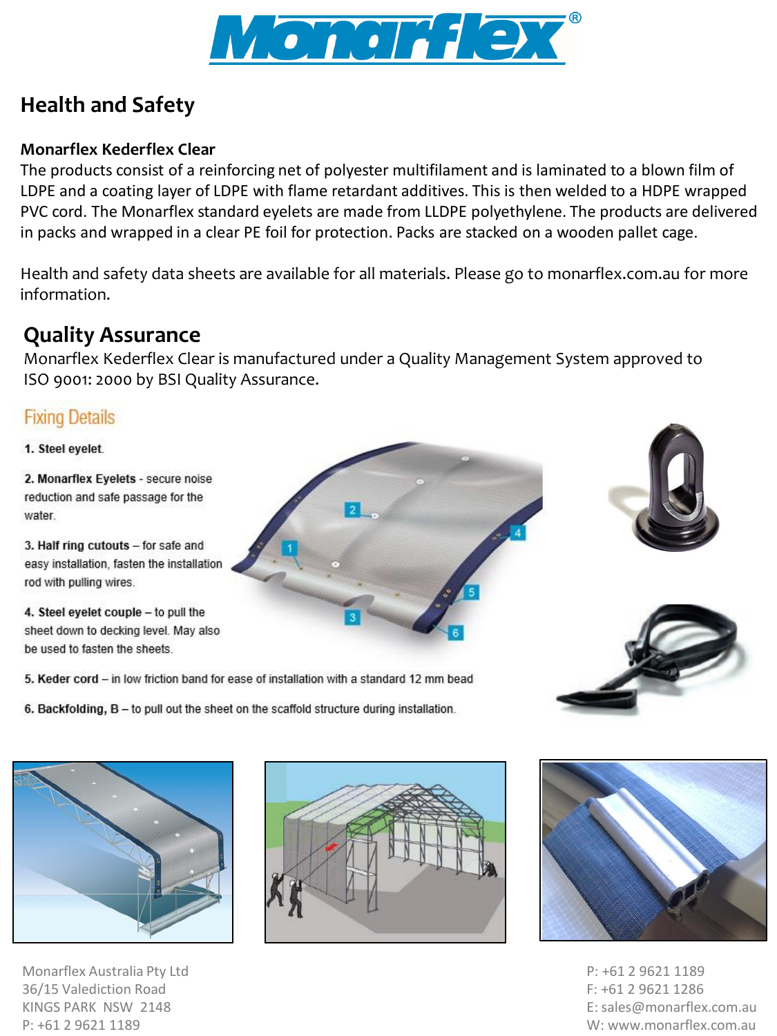# Monarflex

## Health and Safety

**Monarflex Kederflex Clear**

The products consist of a reinforcing net of polyester multifilament and is laminated to a blown film of LDPE and a coating layer of LDPE with flame retardant additives. This is then welded to a HDPE wrapped PVC cord. The Monarflex standard eyelets are made from LLDPE polyethylene. The products are delivered in packs and wrapped in a clear PE foil for protection. Packs are stacked on a wooden pallet cage.

Health and safety data sheets are available for all materials. Please go to monarflex.com.au for more information.

## Quality Assurance

Monarflex Kederflex Clear is manufactured under a Quality Management System approved to ISO 9001: 2000 by BSI Quality Assurance.

## Fixing Details

1. **Steel eyelet.**
2. **Monarflex Eyelets** - secure noise reduction and safe passage for the water.
3. **Half ring cutouts** – for safe and easy installation, fasten the installation rod with pulling wires.
4. **Steel eyelet couple** – to pull the sheet down to decking level. May also be used to fasten the sheets.
5. **Keder cord** – in low friction band for ease of installation with a standard 12 mm bead
6. **Backfolding, B** – to pull out the sheet on the scaffold structure during installation.

Monarflex Australia Pty Ltd
36/15 Valediction Road
KINGS PARK NSW 2148
P: +61 2 9621 1189

P: +61 2 9621 1189
F: +61 2 9621 1286
E: sales@monarflex.com.au
W: www.monarflex.com.au